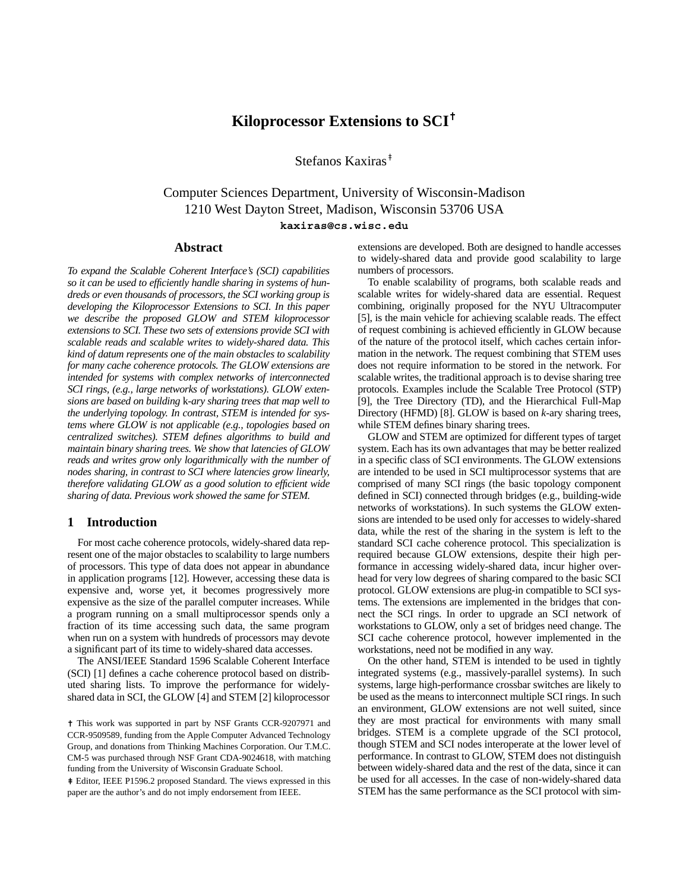# Kiloprocessor Extensions to SCI†

Stefanos Kaxiras‡

Computer Sciences Department, University of Wisconsin-Madison
1210 West Dayton Street, Madison, Wisconsin 53706 USA
**kaxiras@cs.wisc.edu**

## Abstract

*To expand the Scalable Coherent Interface's (SCI) capabilities so it can be used to efficiently handle sharing in systems of hundreds or even thousands of processors, the SCI working group is developing the Kiloprocessor Extensions to SCI. In this paper we describe the proposed GLOW and STEM kiloprocessor extensions to SCI. These two sets of extensions provide SCI with scalable reads and scalable writes to widely-shared data. This kind of datum represents one of the main obstacles to scalability for many cache coherence protocols. The GLOW extensions are intended for systems with complex networks of interconnected SCI rings, (e.g., large networks of workstations). GLOW extensions are based on building* k*-ary sharing trees that map well to the underlying topology. In contrast, STEM is intended for systems where GLOW is not applicable (e.g., topologies based on centralized switches). STEM defines algorithms to build and maintain binary sharing trees. We show that latencies of GLOW reads and writes grow only logarithmically with the number of nodes sharing, in contrast to SCI where latencies grow linearly, therefore validating GLOW as a good solution to efficient wide sharing of data. Previous work showed the same for STEM.*

## 1 Introduction

For most cache coherence protocols, widely-shared data represent one of the major obstacles to scalability to large numbers of processors. This type of data does not appear in abundance in application programs [12]. However, accessing these data is expensive and, worse yet, it becomes progressively more expensive as the size of the parallel computer increases. While a program running on a small multiprocessor spends only a fraction of its time accessing such data, the same program when run on a system with hundreds of processors may devote a significant part of its time to widely-shared data accesses.

The ANSI/IEEE Standard 1596 Scalable Coherent Interface (SCI) [1] defines a cache coherence protocol based on distributed sharing lists. To improve the performance for widely-shared data in SCI, the GLOW [4] and STEM [2] kiloprocessor extensions are developed. Both are designed to handle accesses to widely-shared data and provide good scalability to large numbers of processors.

To enable scalability of programs, both scalable reads and scalable writes for widely-shared data are essential. Request combining, originally proposed for the NYU Ultracomputer [5], is the main vehicle for achieving scalable reads. The effect of request combining is achieved efficiently in GLOW because of the nature of the protocol itself, which caches certain information in the network. The request combining that STEM uses does not require information to be stored in the network. For scalable writes, the traditional approach is to devise sharing tree protocols. Examples include the Scalable Tree Protocol (STP) [9], the Tree Directory (TD), and the Hierarchical Full-Map Directory (HFMD) [8]. GLOW is based on *k*-ary sharing trees, while STEM defines binary sharing trees.

GLOW and STEM are optimized for different types of target system. Each has its own advantages that may be better realized in a specific class of SCI environments. The GLOW extensions are intended to be used in SCI multiprocessor systems that are comprised of many SCI rings (the basic topology component defined in SCI) connected through bridges (e.g., building-wide networks of workstations). In such systems the GLOW extensions are intended to be used only for accesses to widely-shared data, while the rest of the sharing in the system is left to the standard SCI cache coherence protocol. This specialization is required because GLOW extensions, despite their high performance in accessing widely-shared data, incur higher overhead for very low degrees of sharing compared to the basic SCI protocol. GLOW extensions are plug-in compatible to SCI systems. The extensions are implemented in the bridges that connect the SCI rings. In order to upgrade an SCI network of workstations to GLOW, only a set of bridges need change. The SCI cache coherence protocol, however implemented in the workstations, need not be modified in any way.

On the other hand, STEM is intended to be used in tightly integrated systems (e.g., massively-parallel systems). In such systems, large high-performance crossbar switches are likely to be used as the means to interconnect multiple SCI rings. In such an environment, GLOW extensions are not well suited, since they are most practical for environments with many small bridges. STEM is a complete upgrade of the SCI protocol, though STEM and SCI nodes interoperate at the lower level of performance. In contrast to GLOW, STEM does not distinguish between widely-shared data and the rest of the data, since it can be used for all accesses. In the case of non-widely-shared data STEM has the same performance as the SCI protocol with sim-

† This work was supported in part by NSF Grants CCR-9207971 and CCR-9509589, funding from the Apple Computer Advanced Technology Group, and donations from Thinking Machines Corporation. Our T.M.C. CM-5 was purchased through NSF Grant CDA-9024618, with matching funding from the University of Wisconsin Graduate School.

‡ Editor, IEEE P1596.2 proposed Standard. The views expressed in this paper are the author's and do not imply endorsement from IEEE.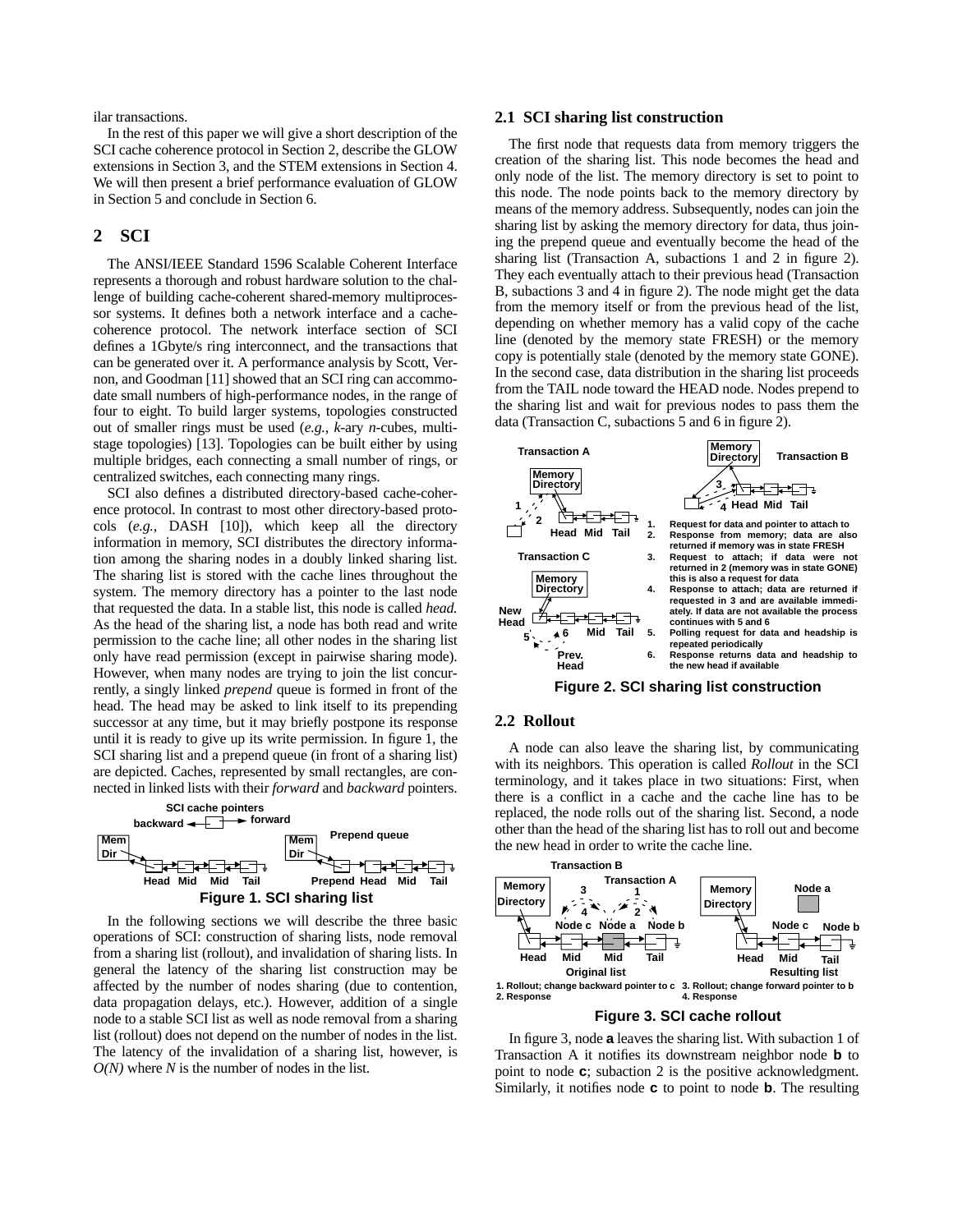ilar transactions.

In the rest of this paper we will give a short description of the SCI cache coherence protocol in Section 2, describe the GLOW extensions in Section 3, and the STEM extensions in Section 4. We will then present a brief performance evaluation of GLOW in Section 5 and conclude in Section 6.

## 2 SCI

The ANSI/IEEE Standard 1596 Scalable Coherent Interface represents a thorough and robust hardware solution to the challenge of building cache-coherent shared-memory multiprocessor systems. It defines both a network interface and a cache-coherence protocol. The network interface section of SCI defines a 1Gbyte/s ring interconnect, and the transactions that can be generated over it. A performance analysis by Scott, Vernon, and Goodman [11] showed that an SCI ring can accommodate small numbers of high-performance nodes, in the range of four to eight. To build larger systems, topologies constructed out of smaller rings must be used (*e.g.*, *k*-ary *n*-cubes, multi-stage topologies) [13]. Topologies can be built either by using multiple bridges, each connecting a small number of rings, or centralized switches, each connecting many rings.

SCI also defines a distributed directory-based cache-coherence protocol. In contrast to most other directory-based protocols (*e.g.*, DASH [10]), which keep all the directory information in memory, SCI distributes the directory information among the sharing nodes in a doubly linked sharing list. The sharing list is stored with the cache lines throughout the system. The memory directory has a pointer to the last node that requested the data. In a stable list, this node is called *head.* As the head of the sharing list, a node has both read and write permission to the cache line; all other nodes in the sharing list only have read permission (except in pairwise sharing mode). However, when many nodes are trying to join the list concurrently, a singly linked *prepend* queue is formed in front of the head. The head may be asked to link itself to its prepending successor at any time, but it may briefly postpone its response until it is ready to give up its write permission. In figure 1, the SCI sharing list and a prepend queue (in front of a sharing list) are depicted. Caches, represented by small rectangles, are connected in linked lists with their *forward* and *backward* pointers.

**Figure 1. SCI sharing list**

In the following sections we will describe the three basic operations of SCI: construction of sharing lists, node removal from a sharing list (rollout), and invalidation of sharing lists. In general the latency of the sharing list construction may be affected by the number of nodes sharing (due to contention, data propagation delays, etc.). However, addition of a single node to a stable SCI list as well as node removal from a sharing list (rollout) does not depend on the number of nodes in the list. The latency of the invalidation of a sharing list, however, is $O(N)$ where $N$ is the number of nodes in the list.

### 2.1 SCI sharing list construction

The first node that requests data from memory triggers the creation of the sharing list. This node becomes the head and only node of the list. The memory directory is set to point to this node. The node points back to the memory directory by means of the memory address. Subsequently, nodes can join the sharing list by asking the memory directory for data, thus joining the prepend queue and eventually become the head of the sharing list (Transaction A, subactions 1 and 2 in figure 2). They each eventually attach to their previous head (Transaction B, subactions 3 and 4 in figure 2). The node might get the data from the memory itself or from the previous head of the list, depending on whether memory has a valid copy of the cache line (denoted by the memory state FRESH) or the memory copy is potentially stale (denoted by the memory state GONE). In the second case, data distribution in the sharing list proceeds from the TAIL node toward the HEAD node. Nodes prepend to the sharing list and wait for previous nodes to pass them the data (Transaction C, subactions 5 and 6 in figure 2).

1. Request for data and pointer to attach to
2. Response from memory; data are also returned if memory was in state FRESH
3. Request to attach; if data were not returned in 2 (memory was in state GONE) this is also a request for data
4. Response to attach; data are returned if requested in 3 and are available immediately. If data are not available the process continues with 5 and 6
5. Polling request for data and headship is repeated periodically
6. Response returns data and headship to the new head if available

**Figure 2. SCI sharing list construction**

### 2.2 Rollout

A node can also leave the sharing list, by communicating with its neighbors. This operation is called *Rollout* in the SCI terminology, and it takes place in two situations: First, when there is a conflict in a cache and the cache line has to be replaced, the node rolls out of the sharing list. Second, a node other than the head of the sharing list has to roll out and become the new head in order to write the cache line.

1. Rollout; change backward pointer to c
2. Response
3. Rollout; change forward pointer to b
4. Response

**Figure 3. SCI cache rollout**

In figure 3, node **a** leaves the sharing list. With subaction 1 of Transaction A it notifies its downstream neighbor node **b** to point to node **c**; subaction 2 is the positive acknowledgment. Similarly, it notifies node **c** to point to node **b**. The resulting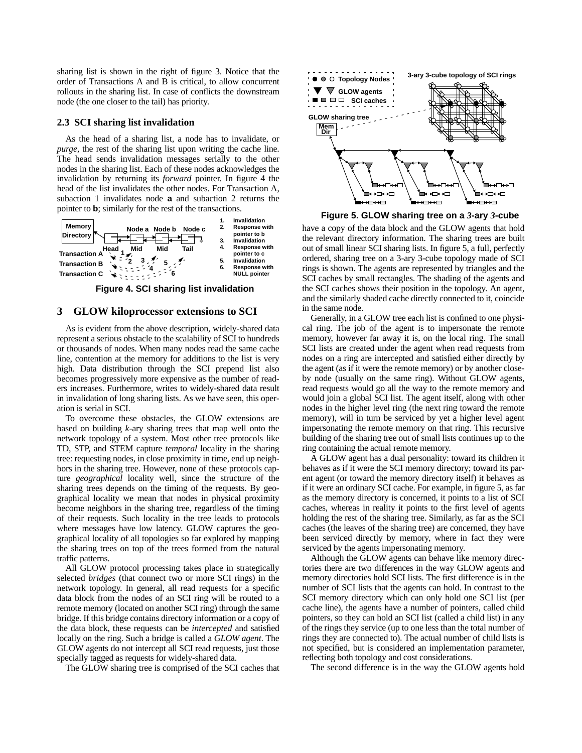sharing list is shown in the right of figure 3. Notice that the order of Transactions A and B is critical, to allow concurrent rollouts in the sharing list. In case of conflicts the downstream node (the one closer to the tail) has priority.

### 2.3 SCI sharing list invalidation

As the head of a sharing list, a node has to invalidate, or *purge*, the rest of the sharing list upon writing the cache line. The head sends invalidation messages serially to the other nodes in the sharing list. Each of these nodes acknowledges the invalidation by returning its *forward* pointer. In figure 4 the head of the list invalidates the other nodes. For Transaction A, subaction 1 invalidates node **a** and subaction 2 returns the pointer to **b**; similarly for the rest of the transactions.

**Figure 4. SCI sharing list invalidation**

## 3 GLOW kiloprocessor extensions to SCI

As is evident from the above description, widely-shared data represent a serious obstacle to the scalability of SCI to hundreds or thousands of nodes. When many nodes read the same cache line, contention at the memory for additions to the list is very high. Data distribution through the SCI prepend list also becomes progressively more expensive as the number of readers increases. Furthermore, writes to widely-shared data result in invalidation of long sharing lists. As we have seen, this operation is serial in SCI.

To overcome these obstacles, the GLOW extensions are based on building *k*-ary sharing trees that map well onto the network topology of a system. Most other tree protocols like TD, STP, and STEM capture *temporal* locality in the sharing tree: requesting nodes, in close proximity in time, end up neighbors in the sharing tree. However, none of these protocols capture *geographical* locality well, since the structure of the sharing trees depends on the timing of the requests. By geographical locality we mean that nodes in physical proximity become neighbors in the sharing tree, regardless of the timing of their requests. Such locality in the tree leads to protocols where messages have low latency. GLOW captures the geographical locality of all topologies so far explored by mapping the sharing trees on top of the trees formed from the natural traffic patterns.

All GLOW protocol processing takes place in strategically selected *bridges* (that connect two or more SCI rings) in the network topology. In general, all read requests for a specific data block from the nodes of an SCI ring will be routed to a remote memory (located on another SCI ring) through the same bridge. If this bridge contains directory information or a copy of the data block, these requests can be *intercepted* and satisfied locally on the ring. Such a bridge is called a *GLOW agent*. The GLOW agents do not intercept all SCI read requests, just those specially tagged as requests for widely-shared data.

The GLOW sharing tree is comprised of the SCI caches that have a copy of the data block and the GLOW agents that hold the relevant directory information. The sharing trees are built out of small linear SCI sharing lists. In figure 5, a full, perfectly ordered, sharing tree on a 3-ary 3-cube topology made of SCI rings is shown. The agents are represented by triangles and the SCI caches by small rectangles. The shading of the agents and the SCI caches shows their position in the topology. An agent, and the similarly shaded cache directly connected to it, coincide in the same node.

**Figure 5. GLOW sharing tree on a *3*-ary *3*-cube**

Generally, in a GLOW tree each list is confined to one physical ring. The job of the agent is to impersonate the remote memory, however far away it is, on the local ring. The small SCI lists are created under the agent when read requests from nodes on a ring are intercepted and satisfied either directly by the agent (as if it were the remote memory) or by another close-by node (usually on the same ring). Without GLOW agents, read requests would go all the way to the remote memory and would join a global SCI list. The agent itself, along with other nodes in the higher level ring (the next ring toward the remote memory), will in turn be serviced by yet a higher level agent impersonating the remote memory on that ring. This recursive building of the sharing tree out of small lists continues up to the ring containing the actual remote memory.

A GLOW agent has a dual personality: toward its children it behaves as if it were the SCI memory directory; toward its parent agent (or toward the memory directory itself) it behaves as if it were an ordinary SCI cache. For example, in figure 5, as far as the memory directory is concerned, it points to a list of SCI caches, whereas in reality it points to the first level of agents holding the rest of the sharing tree. Similarly, as far as the SCI caches (the leaves of the sharing tree) are concerned, they have been serviced directly by memory, where in fact they were serviced by the agents impersonating memory.

Although the GLOW agents can behave like memory directories there are two differences in the way GLOW agents and memory directories hold SCI lists. The first difference is in the number of SCI lists that the agents can hold. In contrast to the SCI memory directory which can only hold one SCI list (per cache line), the agents have a number of pointers, called child pointers, so they can hold an SCI list (called a child list) in any of the rings they service (up to one less than the total number of rings they are connected to). The actual number of child lists is not specified, but is considered an implementation parameter, reflecting both topology and cost considerations.

The second difference is in the way the GLOW agents hold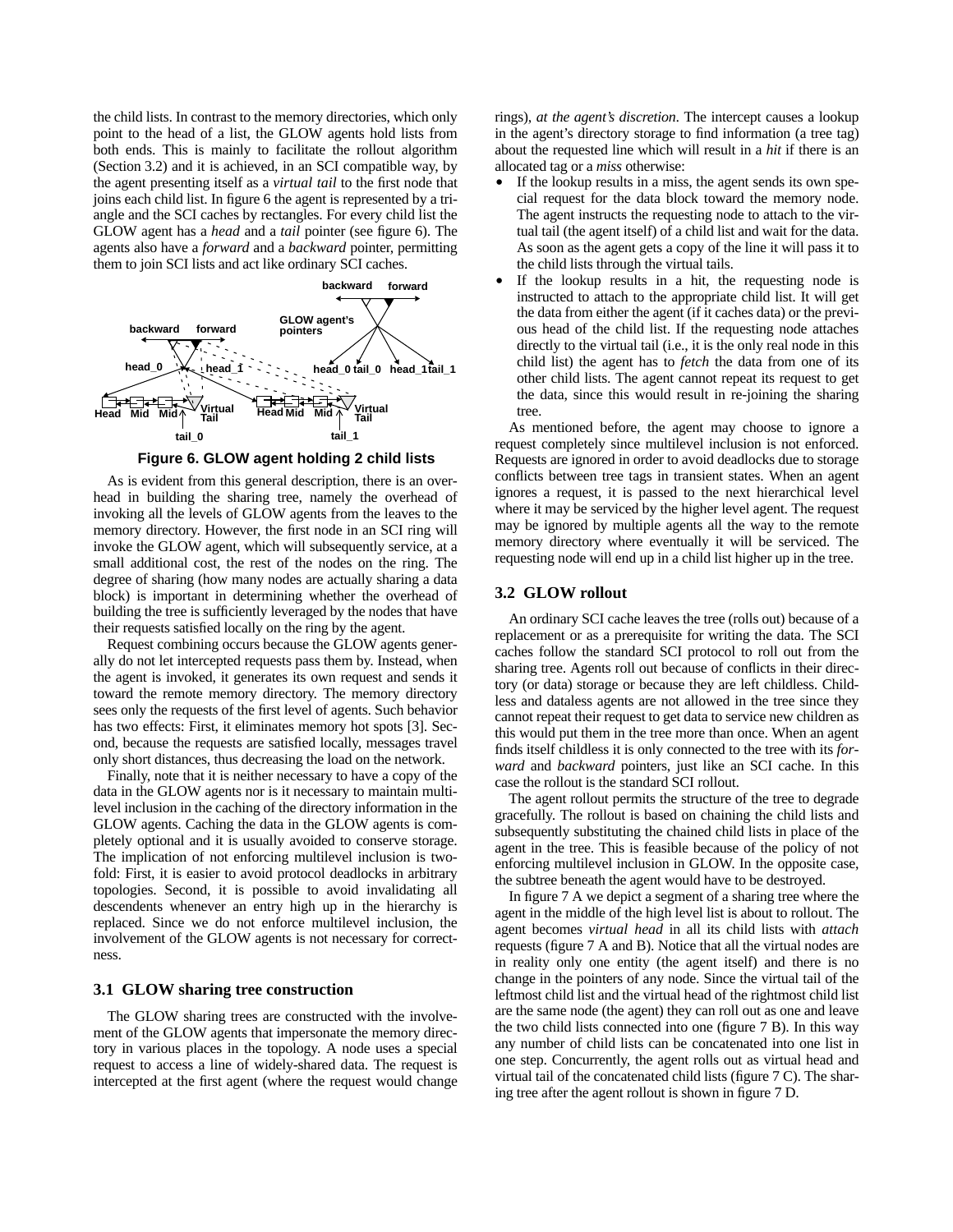the child lists. In contrast to the memory directories, which only point to the head of a list, the GLOW agents hold lists from both ends. This is mainly to facilitate the rollout algorithm (Section 3.2) and it is achieved, in an SCI compatible way, by the agent presenting itself as a *virtual tail* to the first node that joins each child list. In figure 6 the agent is represented by a triangle and the SCI caches by rectangles. For every child list the GLOW agent has a *head* and a *tail* pointer (see figure 6). The agents also have a *forward* and a *backward* pointer, permitting them to join SCI lists and act like ordinary SCI caches.

**Figure 6. GLOW agent holding 2 child lists**

As is evident from this general description, there is an overhead in building the sharing tree, namely the overhead of invoking all the levels of GLOW agents from the leaves to the memory directory. However, the first node in an SCI ring will invoke the GLOW agent, which will subsequently service, at a small additional cost, the rest of the nodes on the ring. The degree of sharing (how many nodes are actually sharing a data block) is important in determining whether the overhead of building the tree is sufficiently leveraged by the nodes that have their requests satisfied locally on the ring by the agent.

Request combining occurs because the GLOW agents generally do not let intercepted requests pass them by. Instead, when the agent is invoked, it generates its own request and sends it toward the remote memory directory. The memory directory sees only the requests of the first level of agents. Such behavior has two effects: First, it eliminates memory hot spots [3]. Second, because the requests are satisfied locally, messages travel only short distances, thus decreasing the load on the network.

Finally, note that it is neither necessary to have a copy of the data in the GLOW agents nor is it necessary to maintain multilevel inclusion in the caching of the directory information in the GLOW agents. Caching the data in the GLOW agents is completely optional and it is usually avoided to conserve storage. The implication of not enforcing multilevel inclusion is twofold: First, it is easier to avoid protocol deadlocks in arbitrary topologies. Second, it is possible to avoid invalidating all descendents whenever an entry high up in the hierarchy is replaced. Since we do not enforce multilevel inclusion, the involvement of the GLOW agents is not necessary for correctness.

### 3.1 GLOW sharing tree construction

The GLOW sharing trees are constructed with the involvement of the GLOW agents that impersonate the memory directory in various places in the topology. A node uses a special request to access a line of widely-shared data. The request is intercepted at the first agent (where the request would change rings), *at the agent's discretion*. The intercept causes a lookup in the agent's directory storage to find information (a tree tag) about the requested line which will result in a *hit* if there is an allocated tag or a *miss* otherwise:

- If the lookup results in a miss, the agent sends its own special request for the data block toward the memory node. The agent instructs the requesting node to attach to the virtual tail (the agent itself) of a child list and wait for the data. As soon as the agent gets a copy of the line it will pass it to the child lists through the virtual tails.
- If the lookup results in a hit, the requesting node is instructed to attach to the appropriate child list. It will get the data from either the agent (if it caches data) or the previous head of the child list. If the requesting node attaches directly to the virtual tail (i.e., it is the only real node in this child list) the agent has to *fetch* the data from one of its other child lists. The agent cannot repeat its request to get the data, since this would result in re-joining the sharing tree.

As mentioned before, the agent may choose to ignore a request completely since multilevel inclusion is not enforced. Requests are ignored in order to avoid deadlocks due to storage conflicts between tree tags in transient states. When an agent ignores a request, it is passed to the next hierarchical level where it may be serviced by the higher level agent. The request may be ignored by multiple agents all the way to the remote memory directory where eventually it will be serviced. The requesting node will end up in a child list higher up in the tree.

### 3.2 GLOW rollout

An ordinary SCI cache leaves the tree (rolls out) because of a replacement or as a prerequisite for writing the data. The SCI caches follow the standard SCI protocol to roll out from the sharing tree. Agents roll out because of conflicts in their directory (or data) storage or because they are left childless. Childless and dataless agents are not allowed in the tree since they cannot repeat their request to get data to service new children as this would put them in the tree more than once. When an agent finds itself childless it is only connected to the tree with its *forward* and *backward* pointers, just like an SCI cache. In this case the rollout is the standard SCI rollout.

The agent rollout permits the structure of the tree to degrade gracefully. The rollout is based on chaining the child lists and subsequently substituting the chained child lists in place of the agent in the tree. This is feasible because of the policy of not enforcing multilevel inclusion in GLOW. In the opposite case, the subtree beneath the agent would have to be destroyed.

In figure 7 A we depict a segment of a sharing tree where the agent in the middle of the high level list is about to rollout. The agent becomes *virtual head* in all its child lists with *attach* requests (figure 7 A and B). Notice that all the virtual nodes are in reality only one entity (the agent itself) and there is no change in the pointers of any node. Since the virtual tail of the leftmost child list and the virtual head of the rightmost child list are the same node (the agent) they can roll out as one and leave the two child lists connected into one (figure 7 B). In this way any number of child lists can be concatenated into one list in one step. Concurrently, the agent rolls out as virtual head and virtual tail of the concatenated child lists (figure 7 C). The sharing tree after the agent rollout is shown in figure 7 D.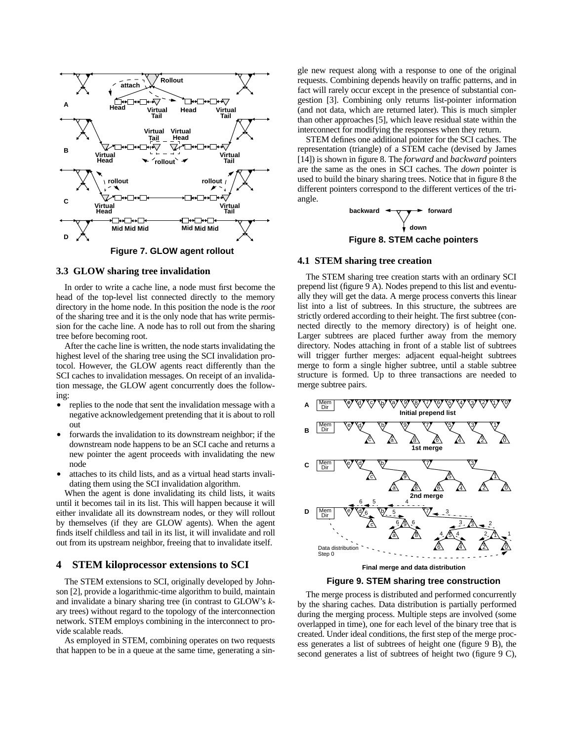**Figure 7. GLOW agent rollout**

### 3.3 GLOW sharing tree invalidation

In order to write a cache line, a node must first become the head of the top-level list connected directly to the memory directory in the home node. In this position the node is the *root* of the sharing tree and it is the only node that has write permission for the cache line. A node has to roll out from the sharing tree before becoming root.

After the cache line is written, the node starts invalidating the highest level of the sharing tree using the SCI invalidation protocol. However, the GLOW agents react differently than the SCI caches to invalidation messages. On receipt of an invalidation message, the GLOW agent concurrently does the following:

- replies to the node that sent the invalidation message with a negative acknowledgement pretending that it is about to roll out
- forwards the invalidation to its downstream neighbor; if the downstream node happens to be an SCI cache and returns a new pointer the agent proceeds with invalidating the new node
- attaches to its child lists, and as a virtual head starts invalidating them using the SCI invalidation algorithm.

When the agent is done invalidating its child lists, it waits until it becomes tail in its list. This will happen because it will either invalidate all its downstream nodes, or they will rollout by themselves (if they are GLOW agents). When the agent finds itself childless and tail in its list, it will invalidate and roll out from its upstream neighbor, freeing that to invalidate itself.

## 4 STEM kiloprocessor extensions to SCI

The STEM extensions to SCI, originally developed by Johnson [2], provide a logarithmic-time algorithm to build, maintain and invalidate a binary sharing tree (in contrast to GLOW's *k*-ary trees) without regard to the topology of the interconnection network. STEM employs combining in the interconnect to provide scalable reads.

As employed in STEM, combining operates on two requests that happen to be in a queue at the same time, generating a single new request along with a response to one of the original requests. Combining depends heavily on traffic patterns, and in fact will rarely occur except in the presence of substantial congestion [3]. Combining only returns list-pointer information (and not data, which are returned later). This is much simpler than other approaches [5], which leave residual state within the interconnect for modifying the responses when they return.

STEM defines one additional pointer for the SCI caches. The representation (triangle) of a STEM cache (devised by James [14]) is shown in figure 8. The *forward* and *backward* pointers are the same as the ones in SCI caches. The *down* pointer is used to build the binary sharing trees. Notice that in figure 8 the different pointers correspond to the different vertices of the triangle.

**Figure 8. STEM cache pointers**

### 4.1 STEM sharing tree creation

The STEM sharing tree creation starts with an ordinary SCI prepend list (figure 9 A). Nodes prepend to this list and eventually they will get the data. A merge process converts this linear list into a list of subtrees. In this structure, the subtrees are strictly ordered according to their height. The first subtree (connected directly to the memory directory) is of height one. Larger subtrees are placed further away from the memory directory. Nodes attaching in front of a stable list of subtrees will trigger further merges: adjacent equal-height subtrees merge to form a single higher subtree, until a stable subtree structure is formed. Up to three transactions are needed to merge subtree pairs.

**Figure 9. STEM sharing tree construction**

The merge process is distributed and performed concurrently by the sharing caches. Data distribution is partially performed during the merging process. Multiple steps are involved (some overlapped in time), one for each level of the binary tree that is created. Under ideal conditions, the first step of the merge process generates a list of subtrees of height one (figure 9 B), the second generates a list of subtrees of height two (figure 9 C),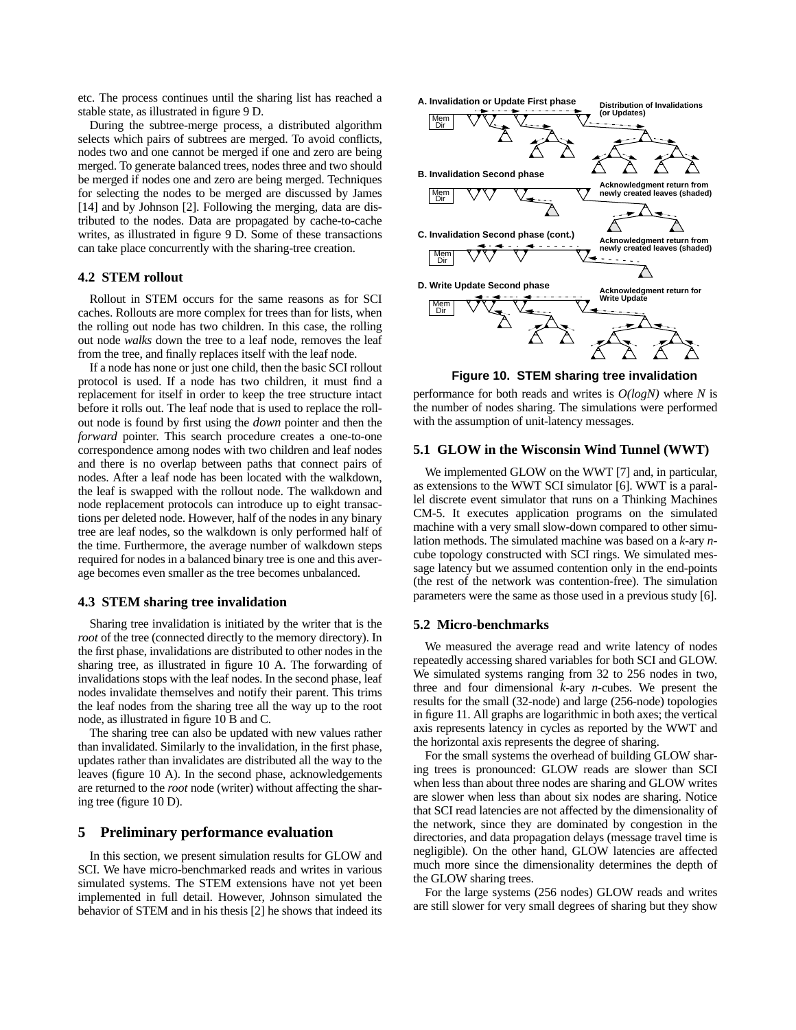etc. The process continues until the sharing list has reached a stable state, as illustrated in figure 9 D.

During the subtree-merge process, a distributed algorithm selects which pairs of subtrees are merged. To avoid conflicts, nodes two and one cannot be merged if one and zero are being merged. To generate balanced trees, nodes three and two should be merged if nodes one and zero are being merged. Techniques for selecting the nodes to be merged are discussed by James [14] and by Johnson [2]. Following the merging, data are distributed to the nodes. Data are propagated by cache-to-cache writes, as illustrated in figure 9 D. Some of these transactions can take place concurrently with the sharing-tree creation.

### 4.2 STEM rollout

Rollout in STEM occurs for the same reasons as for SCI caches. Rollouts are more complex for trees than for lists, when the rolling out node has two children. In this case, the rolling out node *walks* down the tree to a leaf node, removes the leaf from the tree, and finally replaces itself with the leaf node.

If a node has none or just one child, then the basic SCI rollout protocol is used. If a node has two children, it must find a replacement for itself in order to keep the tree structure intact before it rolls out. The leaf node that is used to replace the rollout node is found by first using the *down* pointer and then the *forward* pointer. This search procedure creates a one-to-one correspondence among nodes with two children and leaf nodes and there is no overlap between paths that connect pairs of nodes. After a leaf node has been located with the walkdown, the leaf is swapped with the rollout node. The walkdown and node replacement protocols can introduce up to eight transactions per deleted node. However, half of the nodes in any binary tree are leaf nodes, so the walkdown is only performed half of the time. Furthermore, the average number of walkdown steps required for nodes in a balanced binary tree is one and this average becomes even smaller as the tree becomes unbalanced.

### 4.3 STEM sharing tree invalidation

Sharing tree invalidation is initiated by the writer that is the *root* of the tree (connected directly to the memory directory). In the first phase, invalidations are distributed to other nodes in the sharing tree, as illustrated in figure 10 A. The forwarding of invalidations stops with the leaf nodes. In the second phase, leaf nodes invalidate themselves and notify their parent. This trims the leaf nodes from the sharing tree all the way up to the root node, as illustrated in figure 10 B and C.

The sharing tree can also be updated with new values rather than invalidated. Similarly to the invalidation, in the first phase, updates rather than invalidates are distributed all the way to the leaves (figure 10 A). In the second phase, acknowledgements are returned to the *root* node (writer) without affecting the sharing tree (figure 10 D).

## 5 Preliminary performance evaluation

In this section, we present simulation results for GLOW and SCI. We have micro-benchmarked reads and writes in various simulated systems. The STEM extensions have not yet been implemented in full detail. However, Johnson simulated the behavior of STEM and in his thesis [2] he shows that indeed its performance for both reads and writes is $O(logN)$ where $N$ is the number of nodes sharing. The simulations were performed with the assumption of unit-latency messages.

**Figure 10. STEM sharing tree invalidation**

### 5.1 GLOW in the Wisconsin Wind Tunnel (WWT)

We implemented GLOW on the WWT [7] and, in particular, as extensions to the WWT SCI simulator [6]. WWT is a parallel discrete event simulator that runs on a Thinking Machines CM-5. It executes application programs on the simulated machine with a very small slow-down compared to other simulation methods. The simulated machine was based on a *k*-ary *n*-cube topology constructed with SCI rings. We simulated message latency but we assumed contention only in the end-points (the rest of the network was contention-free). The simulation parameters were the same as those used in a previous study [6].

### 5.2 Micro-benchmarks

We measured the average read and write latency of nodes repeatedly accessing shared variables for both SCI and GLOW. We simulated systems ranging from 32 to 256 nodes in two, three and four dimensional *k*-ary *n*-cubes. We present the results for the small (32-node) and large (256-node) topologies in figure 11. All graphs are logarithmic in both axes; the vertical axis represents latency in cycles as reported by the WWT and the horizontal axis represents the degree of sharing.

For the small systems the overhead of building GLOW sharing trees is pronounced: GLOW reads are slower than SCI when less than about three nodes are sharing and GLOW writes are slower when less than about six nodes are sharing. Notice that SCI read latencies are not affected by the dimensionality of the network, since they are dominated by congestion in the directories, and data propagation delays (message travel time is negligible). On the other hand, GLOW latencies are affected much more since the dimensionality determines the depth of the GLOW sharing trees.

For the large systems (256 nodes) GLOW reads and writes are still slower for very small degrees of sharing but they show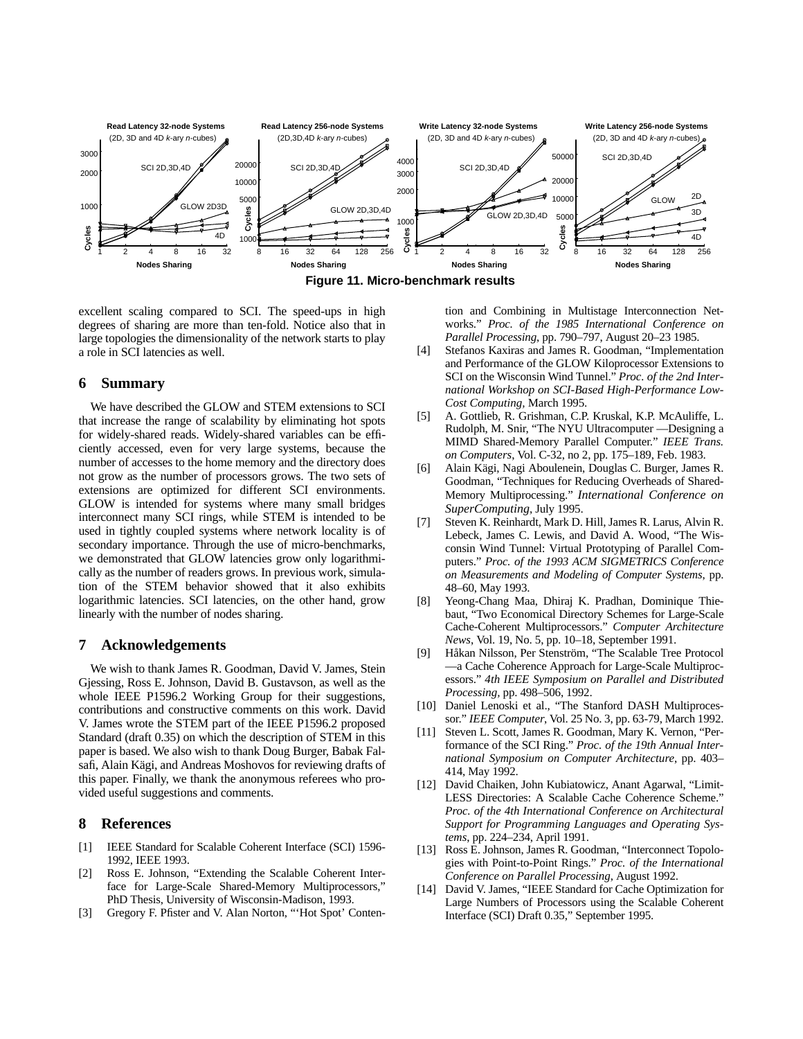Read Latency 32-node Systems
(2D, 3D and 4D *k*-ary *n*-cubes)
3000
2000
1000
Cycles
SCI 2D,3D,4D
GLOW 2D3D
4D
1 2 4 8 16 32
Nodes Sharing

Read Latency 256-node Systems
(2D,3D,4D *k*-ary *n*-cubes)
20000
10000
5000
1000
Cycles
SCI 2D,3D,4D
GLOW 2D,3D,4D
8 16 32 64 128 256
Nodes Sharing

Write Latency 32-node Systems
(2D, 3D and 4D *k*-ary *n*-cubes)
4000
3000
2000
1000
Cycles
SCI 2D,3D,4D
GLOW 2D,3D,4D
1 2 4 8 16 32
Nodes Sharing

Write Latency 256-node Systems
(2D, 3D and 4D *k*-ary *n*-cubes)
50000
20000
10000
5000
Cycles
SCI 2D,3D,4D
GLOW
2D
3D
4D
8 16 32 64 128 256
Nodes Sharing

**Figure 11. Micro-benchmark results**

excellent scaling compared to SCI. The speed-ups in high degrees of sharing are more than ten-fold. Notice also that in large topologies the dimensionality of the network starts to play a role in SCI latencies as well.

## 6 Summary

We have described the GLOW and STEM extensions to SCI that increase the range of scalability by eliminating hot spots for widely-shared reads. Widely-shared variables can be efficiently accessed, even for very large systems, because the number of accesses to the home memory and the directory does not grow as the number of processors grows. The two sets of extensions are optimized for different SCI environments. GLOW is intended for systems where many small bridges interconnect many SCI rings, while STEM is intended to be used in tightly coupled systems where network locality is of secondary importance. Through the use of micro-benchmarks, we demonstrated that GLOW latencies grow only logarithmically as the number of readers grows. In previous work, simulation of the STEM behavior showed that it also exhibits logarithmic latencies. SCI latencies, on the other hand, grow linearly with the number of nodes sharing.

## 7 Acknowledgements

We wish to thank James R. Goodman, David V. James, Stein Gjessing, Ross E. Johnson, David B. Gustavson, as well as the whole IEEE P1596.2 Working Group for their suggestions, contributions and constructive comments on this work. David V. James wrote the STEM part of the IEEE P1596.2 proposed Standard (draft 0.35) on which the description of STEM in this paper is based. We also wish to thank Doug Burger, Babak Falsafi, Alain Kägi, and Andreas Moshovos for reviewing drafts of this paper. Finally, we thank the anonymous referees who provided useful suggestions and comments.

## 8 References

[1] IEEE Standard for Scalable Coherent Interface (SCI) 1596-1992, IEEE 1993.

[2] Ross E. Johnson, "Extending the Scalable Coherent Interface for Large-Scale Shared-Memory Multiprocessors," PhD Thesis, University of Wisconsin-Madison, 1993.

[3] Gregory F. Pfister and V. Alan Norton, "'Hot Spot' Contention and Combining in Multistage Interconnection Networks." *Proc. of the 1985 International Conference on Parallel Processing*, pp. 790–797, August 20–23 1985.

[4] Stefanos Kaxiras and James R. Goodman, "Implementation and Performance of the GLOW Kiloprocessor Extensions to SCI on the Wisconsin Wind Tunnel." *Proc. of the 2nd International Workshop on SCI-Based High-Performance Low-Cost Computing*, March 1995.

[5] A. Gottlieb, R. Grishman, C.P. Kruskal, K.P. McAuliffe, L. Rudolph, M. Snir, "The NYU Ultracomputer —Designing a MIMD Shared-Memory Parallel Computer." *IEEE Trans. on Computers*, Vol. C-32, no 2, pp. 175–189, Feb. 1983.

[6] Alain Kägi, Nagi Aboulenein, Douglas C. Burger, James R. Goodman, "Techniques for Reducing Overheads of Shared-Memory Multiprocessing." *International Conference on SuperComputing*, July 1995.

[7] Steven K. Reinhardt, Mark D. Hill, James R. Larus, Alvin R. Lebeck, James C. Lewis, and David A. Wood, "The Wisconsin Wind Tunnel: Virtual Prototyping of Parallel Computers." *Proc. of the 1993 ACM SIGMETRICS Conference on Measurements and Modeling of Computer Systems*, pp. 48–60, May 1993.

[8] Yeong-Chang Maa, Dhiraj K. Pradhan, Dominique Thiebaut, "Two Economical Directory Schemes for Large-Scale Cache-Coherent Multiprocessors." *Computer Architecture News*, Vol. 19, No. 5, pp. 10–18, September 1991.

[9] Håkan Nilsson, Per Stenström, "The Scalable Tree Protocol —a Cache Coherence Approach for Large-Scale Multiprocessors." *4th IEEE Symposium on Parallel and Distributed Processing*, pp. 498–506, 1992.

[10] Daniel Lenoski et al., "The Stanford DASH Multiprocessor." *IEEE Computer*, Vol. 25 No. 3, pp. 63-79, March 1992.

[11] Steven L. Scott, James R. Goodman, Mary K. Vernon, "Performance of the SCI Ring." *Proc. of the 19th Annual International Symposium on Computer Architecture*, pp. 403–414, May 1992.

[12] David Chaiken, John Kubiatowicz, Anant Agarwal, "Limit-LESS Directories: A Scalable Cache Coherence Scheme." *Proc. of the 4th International Conference on Architectural Support for Programming Languages and Operating Systems*, pp. 224–234, April 1991.

[13] Ross E. Johnson, James R. Goodman, "Interconnect Topologies with Point-to-Point Rings." *Proc. of the International Conference on Parallel Processing*, August 1992.

[14] David V. James, "IEEE Standard for Cache Optimization for Large Numbers of Processors using the Scalable Coherent Interface (SCI) Draft 0.35," September 1995.